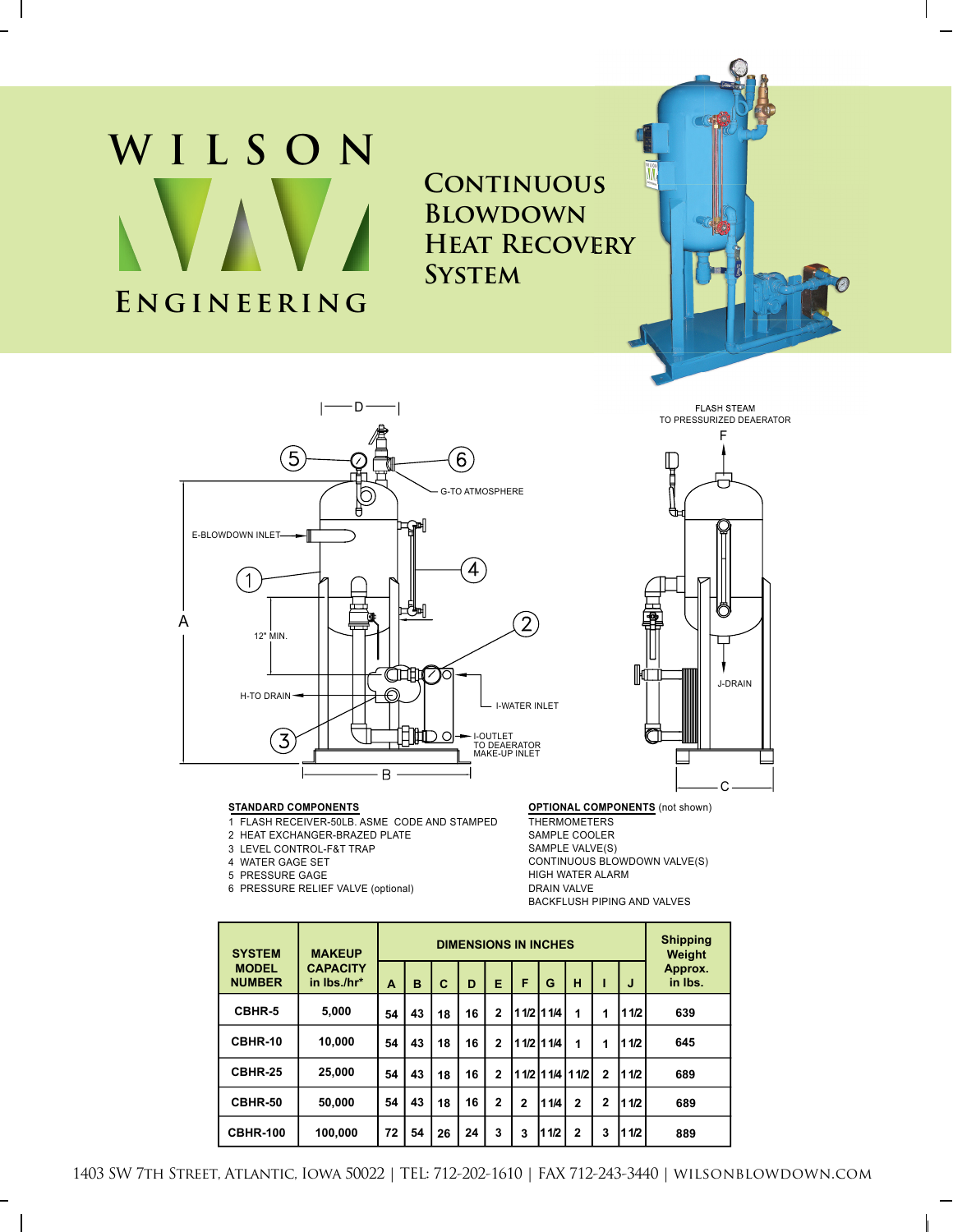# WILSON ENGINEERING

## Continuous Blowdown Heat Recovery System

FLASH STEAM TO PRESSURIZED DEAERATOR

E-BLOWDOWN INLET

G-TO ATMOSPHERE

12" MIN.

H-TO DRAIN

I-WATER INLET

I-OUTLET TO DEAERATOR MAKE-UP INLET

J-DRAIN

**STANDARD COMPONENTS**

1. FLASH RECEIVER-50LB. ASME CODE AND STAMPED
2. HEAT EXCHANGER-BRAZED PLATE
3. LEVEL CONTROL-F&T TRAP
4. WATER GAGE SET
5. PRESSURE GAGE
6. PRESSURE RELIEF VALVE (optional)

**OPTIONAL COMPONENTS** (not shown)

- THERMOMETERS
- SAMPLE COOLER
- SAMPLE VALVE(S)
- CONTINUOUS BLOWDOWN VALVE(S)
- HIGH WATER ALARM
- DRAIN VALVE
- BACKFLUSH PIPING AND VALVES

| SYSTEM MODEL NUMBER | MAKEUP CAPACITY in lbs./hr* | DIMENSIONS IN INCHES | | | | | | | | | | Shipping Weight Approx. in lbs. |
|---|---|---|---|---|---|---|---|---|---|---|---|---|
| | | A | B | C | D | E | F | G | H | I | J | |
| CBHR-5 | 5,000 | 54 | 43 | 18 | 16 | 2 | 1 1/2 | 1 1/4 | 1 | 1 | 1 1/2 | 639 |
| CBHR-10 | 10,000 | 54 | 43 | 18 | 16 | 2 | 1 1/2 | 1 1/4 | 1 | 1 | 1 1/2 | 645 |
| CBHR-25 | 25,000 | 54 | 43 | 18 | 16 | 2 | 1 1/2 | 1 1/4 | 1 1/2 | 2 | 1 1/2 | 689 |
| CBHR-50 | 50,000 | 54 | 43 | 18 | 16 | 2 | 2 | 1 1/4 | 2 | 2 | 1 1/2 | 689 |
| CBHR-100 | 100,000 | 72 | 54 | 26 | 24 | 3 | 3 | 1 1/2 | 2 | 3 | 1 1/2 | 889 |

1403 SW 7th Street, Atlantic, Iowa 50022 | TEL: 712-202-1610 | FAX 712-243-3440 | wilsonblowdown.com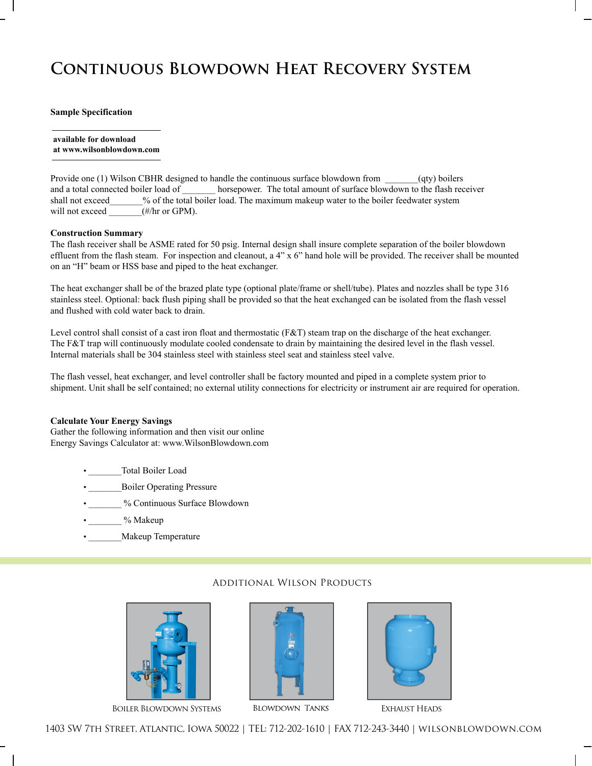# Continuous Blowdown Heat Recovery System

**Sample Specification**

**available for download at www.wilsonblowdown.com**

Provide one (1) Wilson CBHR designed to handle the continuous surface blowdown from _______(qty) boilers and a total connected boiler load of _______ horsepower. The total amount of surface blowdown to the flash receiver shall not exceed_______% of the total boiler load. The maximum makeup water to the boiler feedwater system will not exceed _______(#/hr or GPM).

**Construction Summary**

The flash receiver shall be ASME rated for 50 psig. Internal design shall insure complete separation of the boiler blowdown effluent from the flash steam. For inspection and cleanout, a 4" x 6" hand hole will be provided. The receiver shall be mounted on an "H" beam or HSS base and piped to the heat exchanger.

The heat exchanger shall be of the brazed plate type (optional plate/frame or shell/tube). Plates and nozzles shall be type 316 stainless steel. Optional: back flush piping shall be provided so that the heat exchanged can be isolated from the flash vessel and flushed with cold water back to drain.

Level control shall consist of a cast iron float and thermostatic (F&T) steam trap on the discharge of the heat exchanger. The F&T trap will continuously modulate cooled condensate to drain by maintaining the desired level in the flash vessel. Internal materials shall be 304 stainless steel with stainless steel seat and stainless steel valve.

The flash vessel, heat exchanger, and level controller shall be factory mounted and piped in a complete system prior to shipment. Unit shall be self contained; no external utility connections for electricity or instrument air are required for operation.

**Calculate Your Energy Savings**

Gather the following information and then visit our online Energy Savings Calculator at: www.WilsonBlowdown.com

- _______Total Boiler Load
- _______Boiler Operating Pressure
- _______ % Continuous Surface Blowdown
- _______ % Makeup
- _______Makeup Temperature

## Additional Wilson Products

Boiler Blowdown Systems

Blowdown Tanks

Exhaust Heads

1403 SW 7th Street, Atlantic, Iowa 50022 | TEL: 712-202-1610 | FAX 712-243-3440 | wilsonblowdown.com